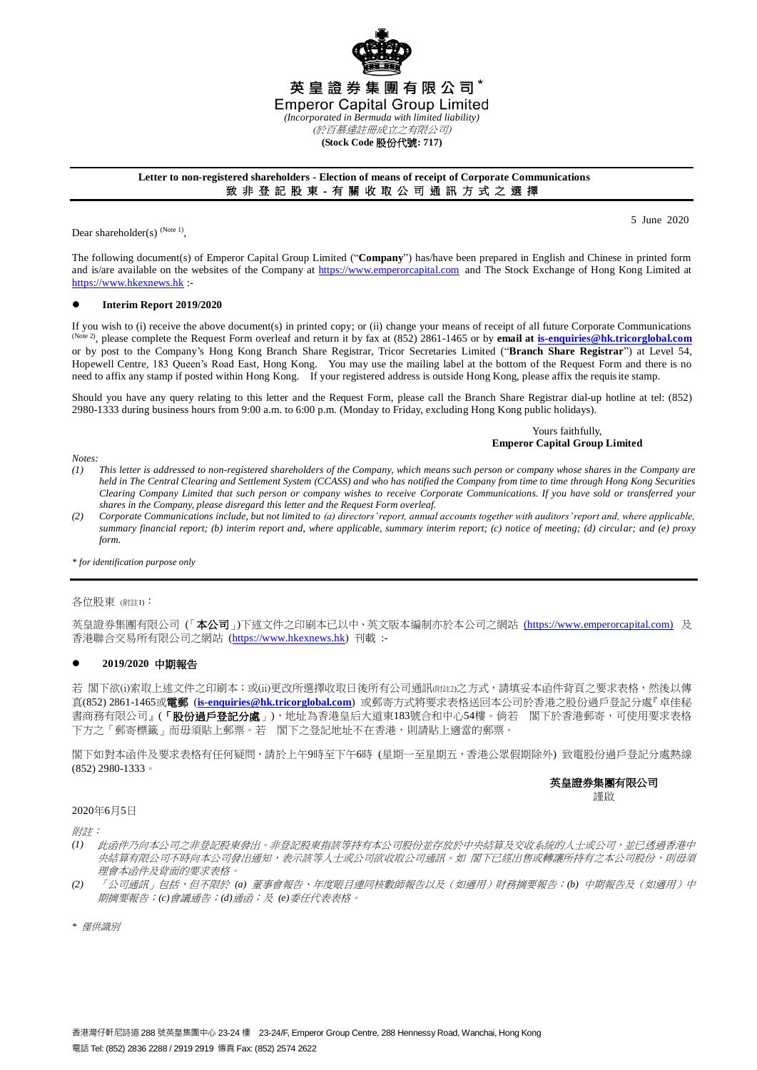# 英皇證券集團有限公司*

# Emperor Capital Group Limited

*(Incorporated in Bermuda with limited liability)*

*(於百慕達註冊成立之有限公司)*

**(Stock Code 股份代號: 717)**

---

**Letter to non-registered shareholders - Election of means of receipt of Corporate Communications**

**致非登記股東 - 有關收取公司通訊方式之選擇**

5 June 2020

Dear shareholder(s) (Note 1),

The following document(s) of Emperor Capital Group Limited ("**Company**") has/have been prepared in English and Chinese in printed form and is/are available on the websites of the Company at https://www.emperorcapital.com and The Stock Exchange of Hong Kong Limited at https://www.hkexnews.hk :-

- **Interim Report 2019/2020**

If you wish to (i) receive the above document(s) in printed copy; or (ii) change your means of receipt of all future Corporate Communications (Note 2), please complete the Request Form overleaf and return it by fax at (852) 2861-1465 or by **email at is-enquiries@hk.tricorglobal.com** or by post to the Company's Hong Kong Branch Share Registrar, Tricor Secretaries Limited ("**Branch Share Registrar**") at Level 54, Hopewell Centre, 183 Queen's Road East, Hong Kong. You may use the mailing label at the bottom of the Request Form and there is no need to affix any stamp if posted within Hong Kong. If your registered address is outside Hong Kong, please affix the requisite stamp.

Should you have any query relating to this letter and the Request Form, please call the Branch Share Registrar dial-up hotline at tel: (852) 2980-1333 during business hours from 9:00 a.m. to 6:00 p.m. (Monday to Friday, excluding Hong Kong public holidays).

Yours faithfully,
**Emperor Capital Group Limited**

*Notes:*

*(1) This letter is addressed to non-registered shareholders of the Company, which means such person or company whose shares in the Company are held in The Central Clearing and Settlement System (CCASS) and who has notified the Company from time to time through Hong Kong Securities Clearing Company Limited that such person or company wishes to receive Corporate Communications. If you have sold or transferred your shares in the Company, please disregard this letter and the Request Form overleaf.*

*(2) Corporate Communications include, but not limited to (a) directors' report, annual accounts together with auditors' report and, where applicable, summary financial report; (b) interim report and, where applicable, summary interim report; (c) notice of meeting; (d) circular; and (e) proxy form.*

*\* for identification purpose only*

---

各位股東 (附註1)：

英皇證券集團有限公司 (「**本公司**」)下述文件之印刷本已以中、英文版本編制亦於本公司之網站 (https://www.emperorcapital.com) 及香港聯合交易所有限公司之網站 (https://www.hkexnews.hk) 刊載 :-

- **2019/2020 中期報告**

若 閣下欲(i)索取上述文件之印刷本；或(ii)更改所選擇收取日後所有公司通訊(附註2)之方式，請填妥本函件背頁之要求表格，然後以傳真(852) 2861-1465或**電郵** (**is-enquiries@hk.tricorglobal.com**) 或郵寄方式將要求表格送回本公司於香港之股份過戶登記分處『卓佳秘書商務有限公司』(「**股份過戶登記分處**」)，地址為香港皇后大道東183號合和中心54樓。倘若 閣下於香港郵寄，可使用要求表格下方之「郵寄標籤」而毋須貼上郵票。若 閣下之登記地址不在香港，則請貼上適當的郵票。

閣下如對本函件及要求表格有任何疑問，請於上午9時至下午6時 (星期一至星期五，香港公眾假期除外) 致電股份過戶登記分處熱線 (852) 2980-1333。

**英皇證券集團有限公司**
謹啟

2020年6月5日

*附註：*

*(1) 此函件乃向本公司之非登記股東發出。非登記股東指該等持有本公司股份並存放於中央結算及交收系統的人士或公司，並已透過香港中央結算有限公司不時向本公司發出通知，表示該等人士或公司欲收取公司通訊。如 閣下已經出售或轉讓所持有之本公司股份，則毋須理會本函件及背面的要求表格。*

*(2) 「公司通訊」包括，但不限於 (a) 董事會報告、年度賬目連同核數師報告以及（如適用）財務摘要報告；(b) 中期報告及（如適用）中期摘要報告；(c) 會議通告；(d) 通函；及 (e) 委任代表表格。*

*\* 僅供識別*

香港灣仔軒尼詩道288號英皇集團中心23-24樓 23-24/F, Emperor Group Centre, 288 Hennessy Road, Wanchai, Hong Kong

電話 Tel: (852) 2836 2288 / 2919 2919 傳真 Fax: (852) 2574 2622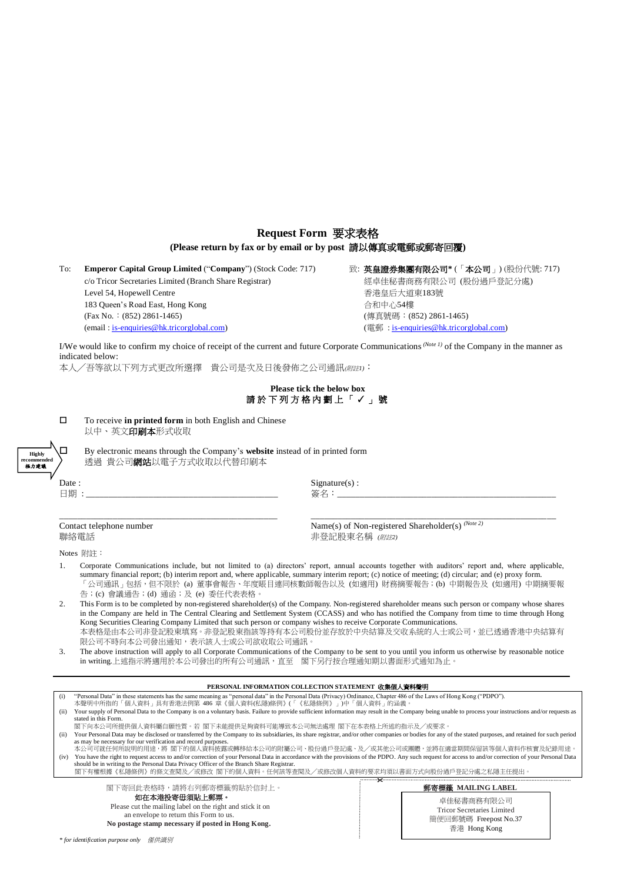# Request Form 要求表格

**(Please return by fax or by email or by post 請以傳真或電郵或郵寄回覆)**

To: **Emperor Capital Group Limited** ("**Company**") (Stock Code: 717)
c/o Tricor Secretaries Limited (Branch Share Registrar)
Level 54, Hopewell Centre
183 Queen's Road East, Hong Kong
(Fax No.：(852) 2861-1465)
(email : is-enquiries@hk.tricorglobal.com)

致: **英皇證券集團有限公司**\* (「**本公司**」) (股份代號: 717)
經卓佳秘書商務有限公司 (股份過戶登記分處)
香港皇后大道東183號
合和中心54樓
(傳真號碼：(852) 2861-1465)
(電郵 : is-enquiries@hk.tricorglobal.com)

I/We would like to confirm my choice of receipt of the current and future Corporate Communications *(Note 1)* of the Company in the manner as indicated below:
本人／吾等欲以下列方式更改所選擇　貴公司是次及日後發佈之公司通訊*(附註1)*：

**Please tick the below box**
**請於下列方格內劃上「✓」號**

☐ To receive **in printed form** in both English and Chinese
以中、英文**印刷本**形式收取

Highly recommended 極力建議
☐ By electronic means through the Company's **website** instead of in printed form
透過 貴公司**網站**以電子方式收取以代替印刷本

Date :
日期：\_\_\_\_\_\_\_\_\_\_\_\_\_\_\_\_\_\_\_\_\_\_\_\_\_\_\_\_\_\_

Signature(s) :
簽名：\_\_\_\_\_\_\_\_\_\_\_\_\_\_\_\_\_\_\_\_\_\_\_\_\_\_\_\_\_\_

\_\_\_\_\_\_\_\_\_\_\_\_\_\_\_\_\_\_\_\_\_\_\_\_\_\_\_\_\_\_
Contact telephone number
聯絡電話

\_\_\_\_\_\_\_\_\_\_\_\_\_\_\_\_\_\_\_\_\_\_\_\_\_\_\_\_\_\_
Name(s) of Non-registered Shareholder(s) *(Note 2)*
非登記股東名稱 *(附註2)*

Notes 附註：

1. Corporate Communications include, but not limited to (a) directors' report, annual accounts together with auditors' report and, where applicable, summary financial report; (b) interim report and, where applicable, summary interim report; (c) notice of meeting; (d) circular; and (e) proxy form.
「公司通訊」包括，但不限於 (a) 董事會報告、年度賬目連同核數師報告以及 (如適用) 財務摘要報告；(b) 中期報告及 (如適用) 中期摘要報告；(c) 會議通告；(d) 通函；及 (e) 委任代表表格。
2. This Form is to be completed by non-registered shareholder(s) of the Company. Non-registered shareholder means such person or company whose shares in the Company are held in The Central Clearing and Settlement System (CCASS) and who has notified the Company from time to time through Hong Kong Securities Clearing Company Limited that such person or company wishes to receive Corporate Communications.
本表格是由本公司非登記股東填寫。非登記股東指該等持有本公司股份並存放於中央結算及交收系統的人士或公司，並已透過香港中央結算有限公司不時向本公司發出通知，表示該人士或公司欲收取公司通訊。
3. The above instruction will apply to all Corporate Communications of the Company to be sent to you until you inform us otherwise by reasonable notice in writing.上述指示將適用於本公司發出的所有公司通訊，直至　閣下另行按合理通知期以書面形式通知為止。

**PERSONAL INFORMATION COLLECTION STATEMENT 收集個人資料聲明**

(i) "Personal Data" in these statements has the same meaning as "personal data" in the Personal Data (Privacy) Ordinance, Chapter 486 of the Laws of Hong Kong ("PDPO").
本聲明中所指的「個人資料」具有香港法例第 486 章《個人資料(私隱)條例》(「《私隱條例》」)中「個人資料」的涵義。
(ii) Your supply of Personal Data to the Company is on a voluntary basis. Failure to provide sufficient information may result in the Company being unable to process your instructions and/or requests as stated in this Form.
閣下向本公司所提供個人資料屬自願性質。若 閣下未能提供足夠資料可能導致本公司無法處理 閣下在本表格上所述的指示及／或要求。
(ii) Your Personal Data may be disclosed or transferred by the Company to its subsidiaries, its share registrar, and/or other companies or bodies for any of the stated purposes, and retained for such period as may be necessary for our verification and record purposes.
本公司可就任何所說明的用途，將 閣下的個人資料披露或轉移給本公司的附屬公司、股份過戶登記處、及／或其他公司或團體，並將在適當期間保留該等個人資料作核實及紀錄用途。
(iv) You have the right to request access to and/or correction of your Personal Data in accordance with the provisions of the PDPO. Any such request for access to and/or correction of your Personal Data should be in writing to the Personal Data Privacy Officer of the Branch Share Registrar.
閣下有權根據《私隱條例》的條文查閱及／或修改 閣下的個人資料。任何該等查閱及／或修改個人資料的要求均須以書面方式向股份過戶登記分處之私隱主任提出。

閣下寄回此表格時，請將右列郵寄標籤剪貼於信封上。
**如在本港投寄毋須貼上郵票。**
Please cut the mailing label on the right and stick it on an envelope to return this Form to us.
**No postage stamp necessary if posted in Hong Kong.**

**郵寄標籤 MAILING LABEL**

卓佳秘書商務有限公司
Tricor Secretaries Limited
簡便回郵號碼 Freepost No.37
香港 Hong Kong

*\* for identification purpose only　僅供識別*